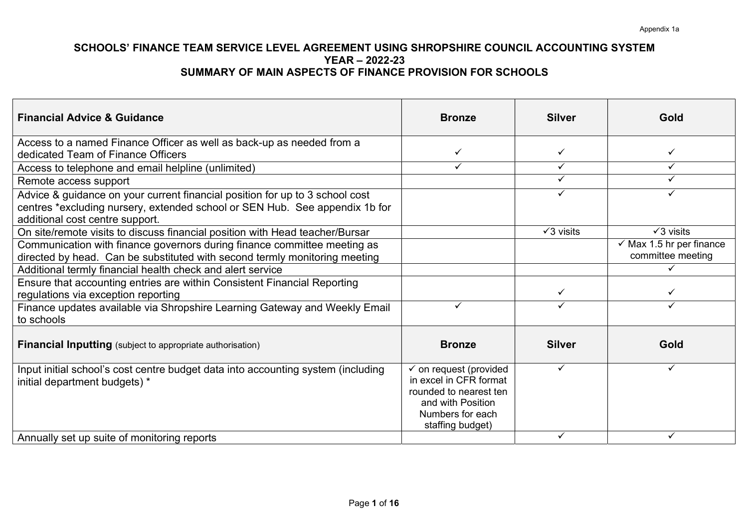Appendix 1a

# SCHOOLS' FINANCE TEAM SERVICE LEVEL AGREEMENT USING SHROPSHIRE COUNCIL ACCOUNTING SYSTEM
## YEAR – 2022-23
## SUMMARY OF MAIN ASPECTS OF FINANCE PROVISION FOR SCHOOLS

| **Financial Advice & Guidance** | **Bronze** | **Silver** | **Gold** |
|---|---|---|---|
| Access to a named Finance Officer as well as back-up as needed from a dedicated Team of Finance Officers | ✓ | ✓ | ✓ |
| Access to telephone and email helpline (unlimited) | ✓ | ✓ | ✓ |
| Remote access support | | ✓ | ✓ |
| Advice & guidance on your current financial position for up to 3 school cost centres *excluding nursery, extended school or SEN Hub. See appendix 1b for additional cost centre support. | | ✓ | ✓ |
| On site/remote visits to discuss financial position with Head teacher/Bursar | | ✓3 visits | ✓3 visits |
| Communication with finance governors during finance committee meeting as directed by head. Can be substituted with second termly monitoring meeting | | | ✓ Max 1.5 hr per finance committee meeting |
| Additional termly financial health check and alert service | | | ✓ |
| Ensure that accounting entries are within Consistent Financial Reporting regulations via exception reporting | | ✓ | ✓ |
| Finance updates available via Shropshire Learning Gateway and Weekly Email to schools | ✓ | ✓ | ✓ |
| **Financial Inputting** (subject to appropriate authorisation) | **Bronze** | **Silver** | **Gold** |
| Input initial school's cost centre budget data into accounting system (including initial department budgets) * | ✓ on request (provided in excel in CFR format rounded to nearest ten and with Position Numbers for each staffing budget) | ✓ | ✓ |
| Annually set up suite of monitoring reports | | ✓ | ✓ |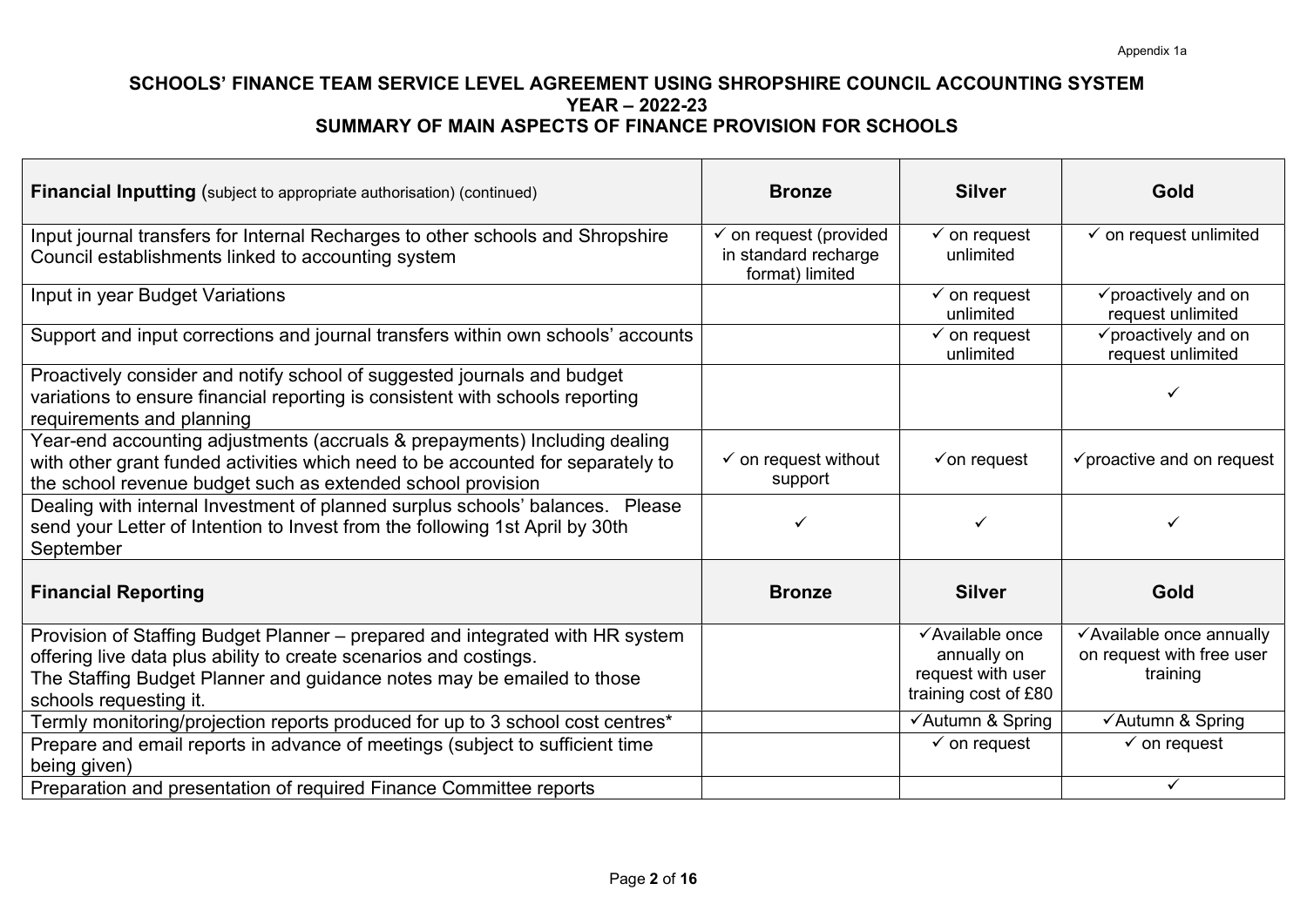Appendix 1a

# SCHOOLS' FINANCE TEAM SERVICE LEVEL AGREEMENT USING SHROPSHIRE COUNCIL ACCOUNTING SYSTEM
## YEAR – 2022-23
## SUMMARY OF MAIN ASPECTS OF FINANCE PROVISION FOR SCHOOLS

| **Financial Inputting** (subject to appropriate authorisation) (continued) | **Bronze** | **Silver** | **Gold** |
|---|---|---|---|
| Input journal transfers for Internal Recharges to other schools and Shropshire Council establishments linked to accounting system | ✓ on request (provided in standard recharge format) limited | ✓ on request unlimited | ✓ on request unlimited |
| Input in year Budget Variations | | ✓ on request unlimited | ✓proactively and on request unlimited |
| Support and input corrections and journal transfers within own schools' accounts | | ✓ on request unlimited | ✓proactively and on request unlimited |
| Proactively consider and notify school of suggested journals and budget variations to ensure financial reporting is consistent with schools reporting requirements and planning | | | ✓ |
| Year-end accounting adjustments (accruals & prepayments) Including dealing with other grant funded activities which need to be accounted for separately to the school revenue budget such as extended school provision | ✓ on request without support | ✓on request | ✓proactive and on request |
| Dealing with internal Investment of planned surplus schools' balances. Please send your Letter of Intention to Invest from the following 1st April by 30th September | ✓ | ✓ | ✓ |
| **Financial Reporting** | **Bronze** | **Silver** | **Gold** |
| Provision of Staffing Budget Planner – prepared and integrated with HR system offering live data plus ability to create scenarios and costings. The Staffing Budget Planner and guidance notes may be emailed to those schools requesting it. | | ✓Available once annually on request with user training cost of £80 | ✓Available once annually on request with free user training |
| Termly monitoring/projection reports produced for up to 3 school cost centres* | | ✓Autumn & Spring | ✓Autumn & Spring |
| Prepare and email reports in advance of meetings (subject to sufficient time being given) | | ✓ on request | ✓ on request |
| Preparation and presentation of required Finance Committee reports | | | ✓ |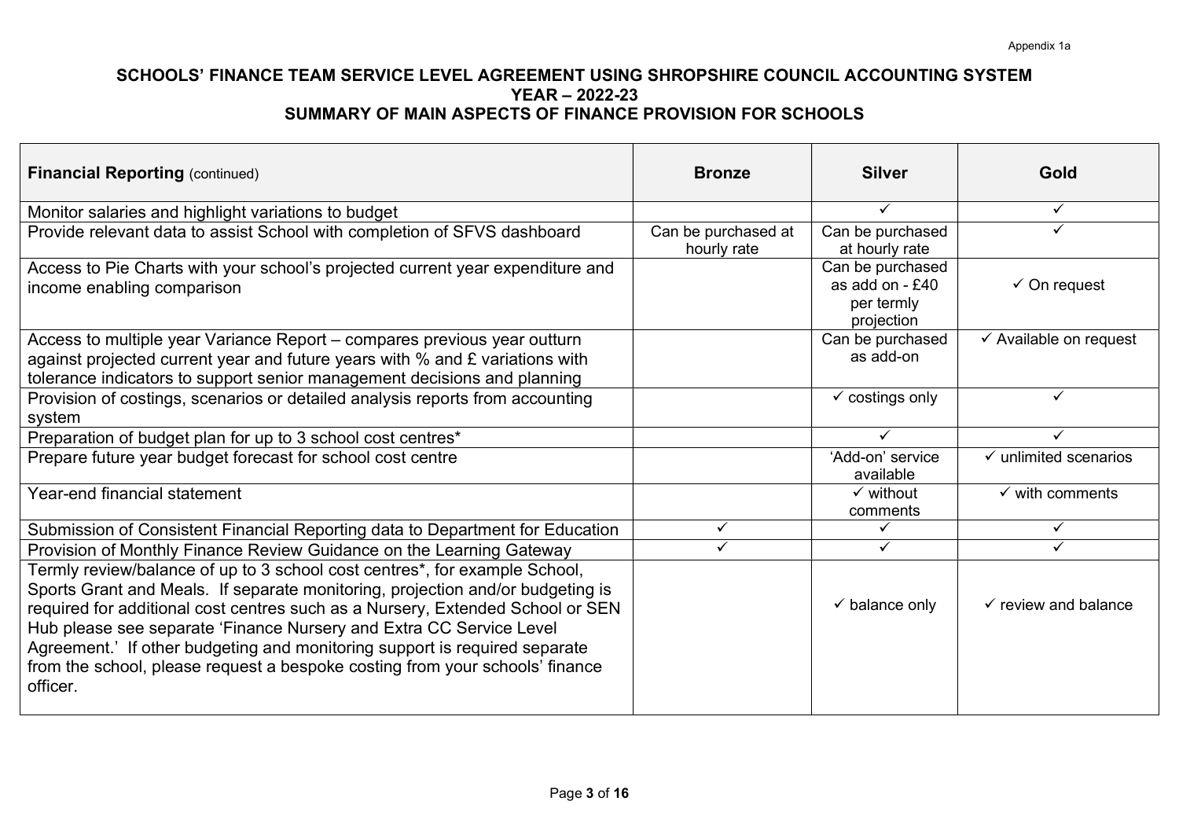Appendix 1a

# SCHOOLS' FINANCE TEAM SERVICE LEVEL AGREEMENT USING SHROPSHIRE COUNCIL ACCOUNTING SYSTEM
## YEAR – 2022-23
## SUMMARY OF MAIN ASPECTS OF FINANCE PROVISION FOR SCHOOLS

| **Financial Reporting** (continued) | **Bronze** | **Silver** | **Gold** |
|---|---|---|---|
| Monitor salaries and highlight variations to budget | | ✓ | ✓ |
| Provide relevant data to assist School with completion of SFVS dashboard | Can be purchased at hourly rate | Can be purchased at hourly rate | ✓ |
| Access to Pie Charts with your school's projected current year expenditure and income enabling comparison | | Can be purchased as add on - £40 per termly projection | ✓ On request |
| Access to multiple year Variance Report – compares previous year outturn against projected current year and future years with % and £ variations with tolerance indicators to support senior management decisions and planning | | Can be purchased as add-on | ✓ Available on request |
| Provision of costings, scenarios or detailed analysis reports from accounting system | | ✓ costings only | ✓ |
| Preparation of budget plan for up to 3 school cost centres* | | ✓ | ✓ |
| Prepare future year budget forecast for school cost centre | | 'Add-on' service available | ✓ unlimited scenarios |
| Year-end financial statement | | ✓ without comments | ✓ with comments |
| Submission of Consistent Financial Reporting data to Department for Education | ✓ | ✓ | ✓ |
| Provision of Monthly Finance Review Guidance on the Learning Gateway | ✓ | ✓ | ✓ |
| Termly review/balance of up to 3 school cost centres*, for example School, Sports Grant and Meals. If separate monitoring, projection and/or budgeting is required for additional cost centres such as a Nursery, Extended School or SEN Hub please see separate 'Finance Nursery and Extra CC Service Level Agreement.' If other budgeting and monitoring support is required separate from the school, please request a bespoke costing from your schools' finance officer. | | ✓ balance only | ✓ review and balance |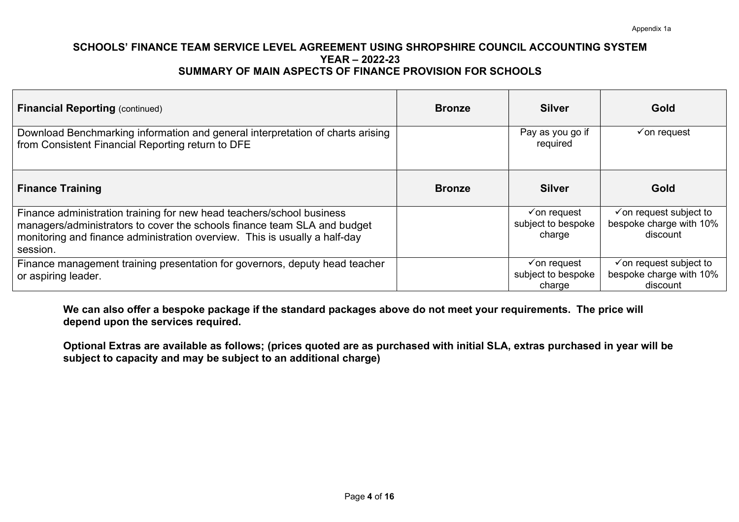Appendix 1a

**SCHOOLS' FINANCE TEAM SERVICE LEVEL AGREEMENT USING SHROPSHIRE COUNCIL ACCOUNTING SYSTEM**
**YEAR – 2022-23**
**SUMMARY OF MAIN ASPECTS OF FINANCE PROVISION FOR SCHOOLS**

| **Financial Reporting** (continued) | **Bronze** | **Silver** | **Gold** |
|---|---|---|---|
| Download Benchmarking information and general interpretation of charts arising from Consistent Financial Reporting return to DFE | | Pay as you go if required | ✓on request |
| **Finance Training** | **Bronze** | **Silver** | **Gold** |
| Finance administration training for new head teachers/school business managers/administrators to cover the schools finance team SLA and budget monitoring and finance administration overview. This is usually a half-day session. | | ✓on request subject to bespoke charge | ✓on request subject to bespoke charge with 10% discount |
| Finance management training presentation for governors, deputy head teacher or aspiring leader. | | ✓on request subject to bespoke charge | ✓on request subject to bespoke charge with 10% discount |

**We can also offer a bespoke package if the standard packages above do not meet your requirements. The price will depend upon the services required.**

**Optional Extras are available as follows; (prices quoted are as purchased with initial SLA, extras purchased in year will be subject to capacity and may be subject to an additional charge)**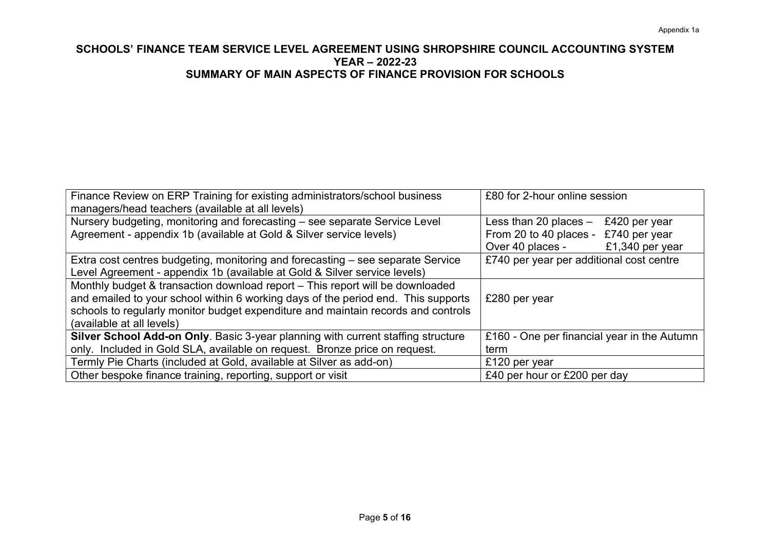# SCHOOLS' FINANCE TEAM SERVICE LEVEL AGREEMENT USING SHROPSHIRE COUNCIL ACCOUNTING SYSTEM
## YEAR – 2022-23
## SUMMARY OF MAIN ASPECTS OF FINANCE PROVISION FOR SCHOOLS

| | |
|---|---|
| Finance Review on ERP Training for existing administrators/school business managers/head teachers (available at all levels) | £80 for 2-hour online session |
| Nursery budgeting, monitoring and forecasting – see separate Service Level Agreement - appendix 1b (available at Gold & Silver service levels) | Less than 20 places – £420 per year<br>From 20 to 40 places - £740 per year<br>Over 40 places - £1,340 per year |
| Extra cost centres budgeting, monitoring and forecasting – see separate Service Level Agreement - appendix 1b (available at Gold & Silver service levels) | £740 per year per additional cost centre |
| Monthly budget & transaction download report – This report will be downloaded and emailed to your school within 6 working days of the period end. This supports schools to regularly monitor budget expenditure and maintain records and controls (available at all levels) | £280 per year |
| **Silver School Add-on Only**. Basic 3-year planning with current staffing structure only. Included in Gold SLA, available on request. Bronze price on request. | £160 - One per financial year in the Autumn term |
| Termly Pie Charts (included at Gold, available at Silver as add-on) | £120 per year |
| Other bespoke finance training, reporting, support or visit | £40 per hour or £200 per day |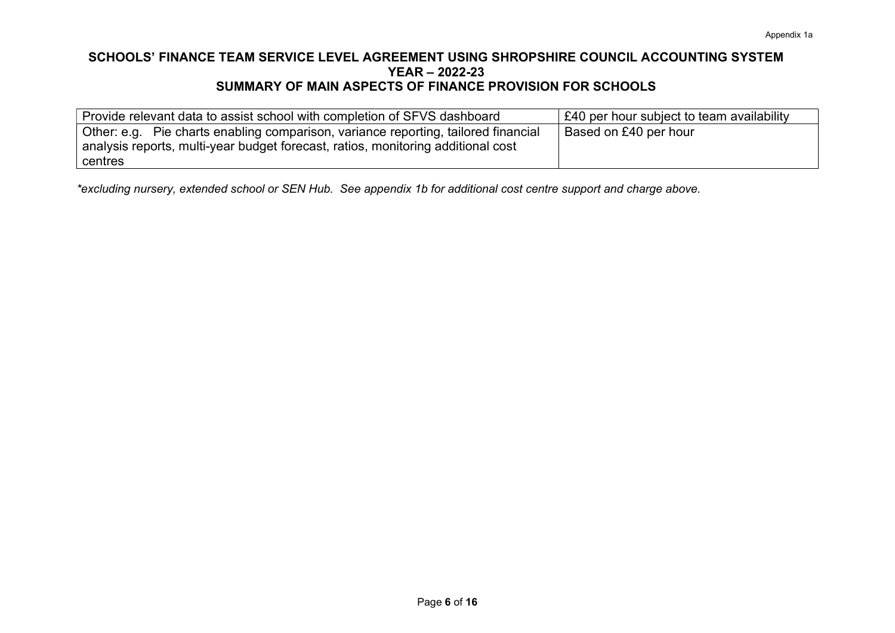Appendix 1a

# SCHOOLS' FINANCE TEAM SERVICE LEVEL AGREEMENT USING SHROPSHIRE COUNCIL ACCOUNTING SYSTEM
## YEAR – 2022-23
## SUMMARY OF MAIN ASPECTS OF FINANCE PROVISION FOR SCHOOLS

| | |
|---|---|
| Provide relevant data to assist school with completion of SFVS dashboard | £40 per hour subject to team availability |
| Other: e.g. Pie charts enabling comparison, variance reporting, tailored financial analysis reports, multi-year budget forecast, ratios, monitoring additional cost centres | Based on £40 per hour |

*\*excluding nursery, extended school or SEN Hub. See appendix 1b for additional cost centre support and charge above.*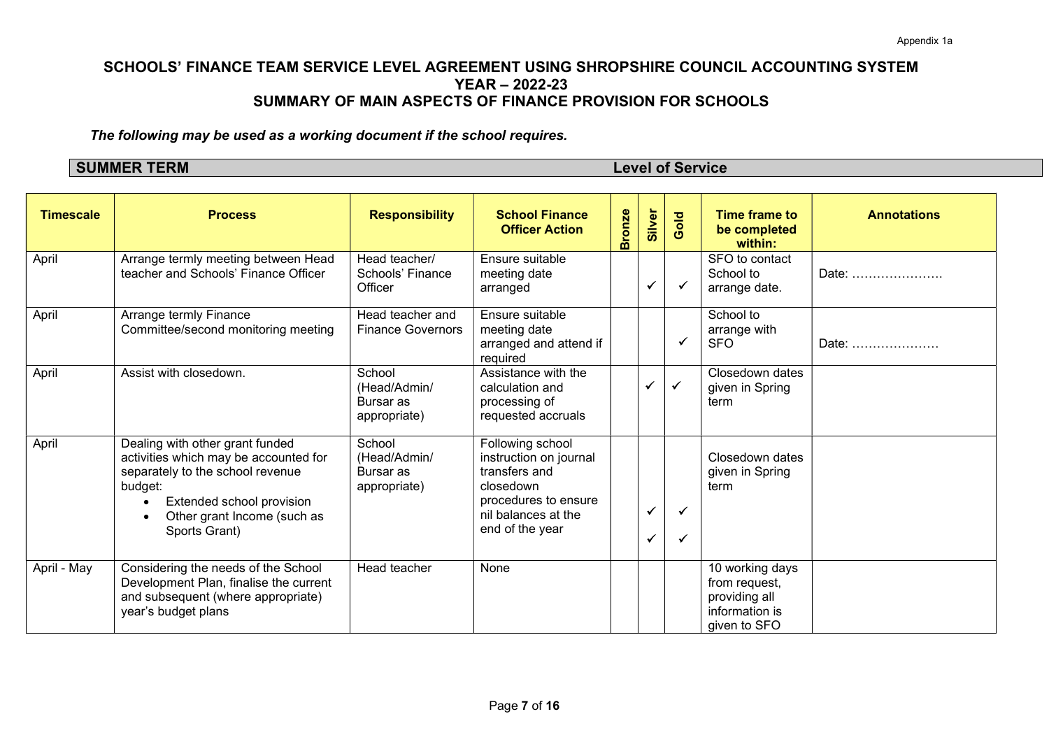Appendix 1a

# SCHOOLS' FINANCE TEAM SERVICE LEVEL AGREEMENT USING SHROPSHIRE COUNCIL ACCOUNTING SYSTEM
## YEAR – 2022-23
## SUMMARY OF MAIN ASPECTS OF FINANCE PROVISION FOR SCHOOLS

***The following may be used as a working document if the school requires.***

**SUMMER TERM** **Level of Service**

| Timescale | Process | Responsibility | School Finance Officer Action | Bronze | Silver | Gold | Time frame to be completed within: | Annotations |
|---|---|---|---|---|---|---|---|---|
| April | Arrange termly meeting between Head teacher and Schools' Finance Officer | Head teacher/ Schools' Finance Officer | Ensure suitable meeting date arranged | | ✓ | ✓ | SFO to contact School to arrange date. | Date: …………………. |
| April | Arrange termly Finance Committee/second monitoring meeting | Head teacher and Finance Governors | Ensure suitable meeting date arranged and attend if required | | | ✓ | School to arrange with SFO | Date: ………………… |
| April | Assist with closedown. | School (Head/Admin/ Bursar as appropriate) | Assistance with the calculation and processing of requested accruals | | ✓ | ✓ | Closedown dates given in Spring term | |
| April | Dealing with other grant funded activities which may be accounted for separately to the school revenue budget: <br>• Extended school provision <br>• Other grant Income (such as Sports Grant) | School (Head/Admin/ Bursar as appropriate) | Following school instruction on journal transfers and closedown procedures to ensure nil balances at the end of the year | | ✓ <br>✓ | ✓ <br>✓ | Closedown dates given in Spring term | |
| April - May | Considering the needs of the School Development Plan, finalise the current and subsequent (where appropriate) year's budget plans | Head teacher | None | | | | 10 working days from request, providing all information is given to SFO | |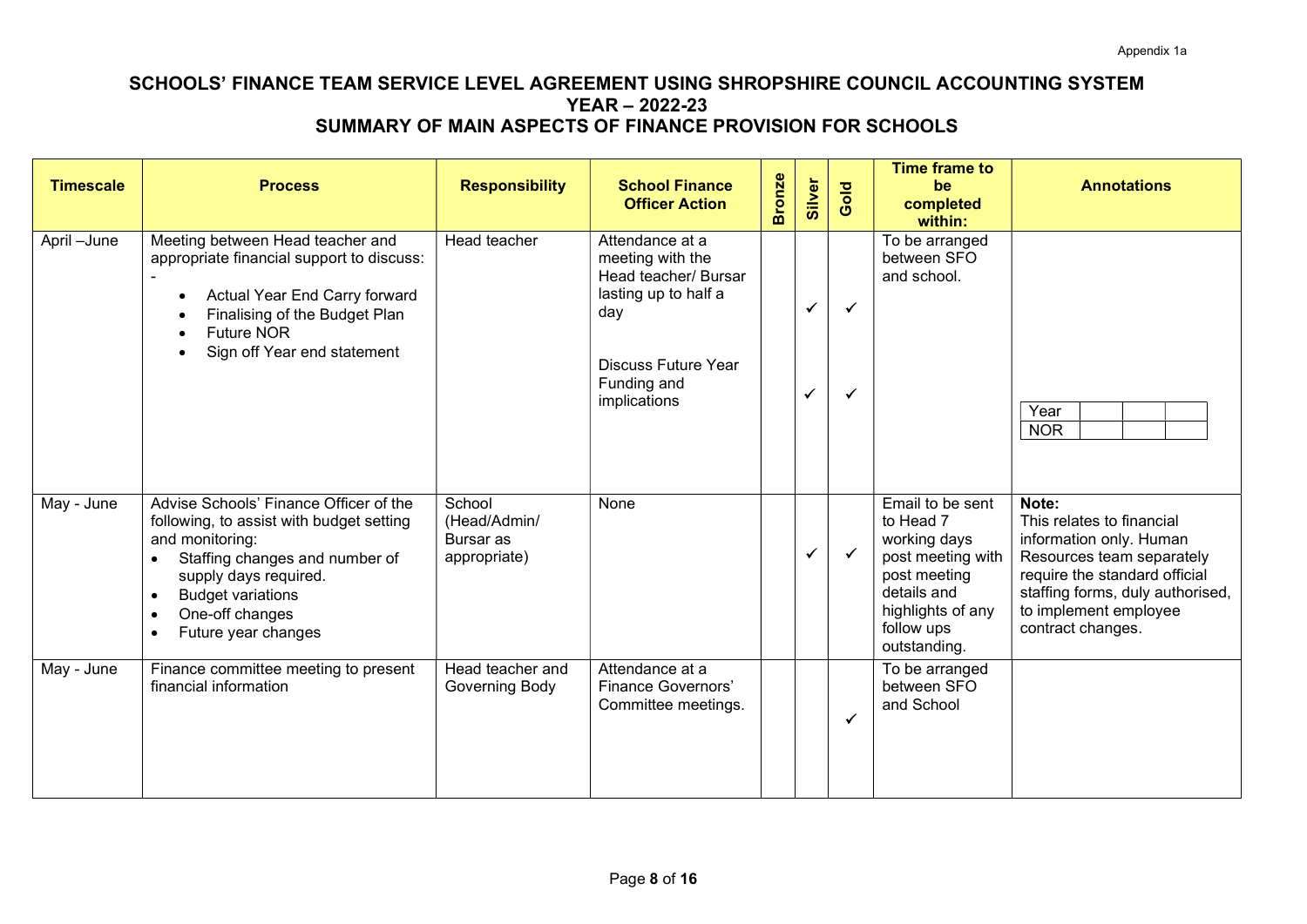# SCHOOLS' FINANCE TEAM SERVICE LEVEL AGREEMENT USING SHROPSHIRE COUNCIL ACCOUNTING SYSTEM
## YEAR – 2022-23
## SUMMARY OF MAIN ASPECTS OF FINANCE PROVISION FOR SCHOOLS

| Timescale | Process | Responsibility | School Finance Officer Action | Bronze | Silver | Gold | Time frame to be completed within: | Annotations |
|---|---|---|---|---|---|---|---|---|
| April –June | Meeting between Head teacher and appropriate financial support to discuss: -<br>• Actual Year End Carry forward<br>• Finalising of the Budget Plan<br>• Future NOR<br>• Sign off Year end statement | Head teacher | Attendance at a meeting with the Head teacher/ Bursar lasting up to half a day<br><br>Discuss Future Year Funding and implications | | ✓<br><br>✓ | ✓<br><br>✓ | To be arranged between SFO and school. | Year \| \| \| <br>NOR \| \| \| |
| May - June | Advise Schools' Finance Officer of the following, to assist with budget setting and monitoring:<br>• Staffing changes and number of supply days required.<br>• Budget variations<br>• One-off changes<br>• Future year changes | School (Head/Admin/ Bursar as appropriate) | None | | ✓ | ✓ | Email to be sent to Head 7 working days post meeting with post meeting details and highlights of any follow ups outstanding. | **Note:** This relates to financial information only. Human Resources team separately require the standard official staffing forms, duly authorised, to implement employee contract changes. |
| May - June | Finance committee meeting to present financial information | Head teacher and Governing Body | Attendance at a Finance Governors' Committee meetings. | | | ✓ | To be arranged between SFO and School | |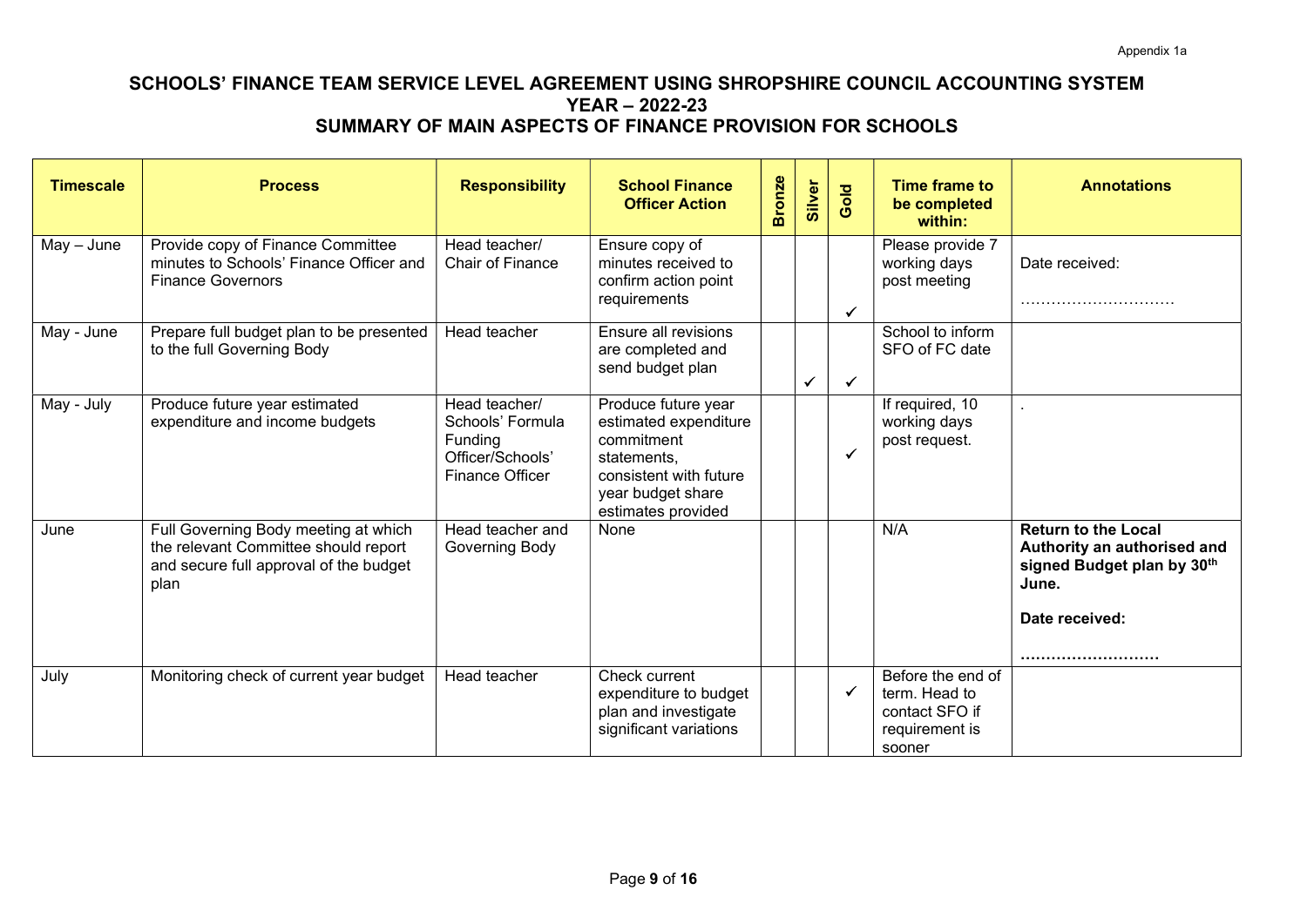Appendix 1a

# SCHOOLS' FINANCE TEAM SERVICE LEVEL AGREEMENT USING SHROPSHIRE COUNCIL ACCOUNTING SYSTEM
## YEAR – 2022-23
## SUMMARY OF MAIN ASPECTS OF FINANCE PROVISION FOR SCHOOLS

| Timescale | Process | Responsibility | School Finance Officer Action | Bronze | Silver | Gold | Time frame to be completed within: | Annotations |
|---|---|---|---|---|---|---|---|---|
| May – June | Provide copy of Finance Committee minutes to Schools' Finance Officer and Finance Governors | Head teacher/ Chair of Finance | Ensure copy of minutes received to confirm action point requirements | | | ✓ | Please provide 7 working days post meeting | Date received: ………………………… |
| May - June | Prepare full budget plan to be presented to the full Governing Body | Head teacher | Ensure all revisions are completed and send budget plan | | ✓ | ✓ | School to inform SFO of FC date | |
| May - July | Produce future year estimated expenditure and income budgets | Head teacher/ Schools' Formula Funding Officer/Schools' Finance Officer | Produce future year estimated expenditure commitment statements, consistent with future year budget share estimates provided | | | ✓ | If required, 10 working days post request. | . |
| June | Full Governing Body meeting at which the relevant Committee should report and secure full approval of the budget plan | Head teacher and Governing Body | None | | | | N/A | **Return to the Local Authority an authorised and signed Budget plan by 30th June.** **Date received:** **………………………** |
| July | Monitoring check of current year budget | Head teacher | Check current expenditure to budget plan and investigate significant variations | | | ✓ | Before the end of term. Head to contact SFO if requirement is sooner | |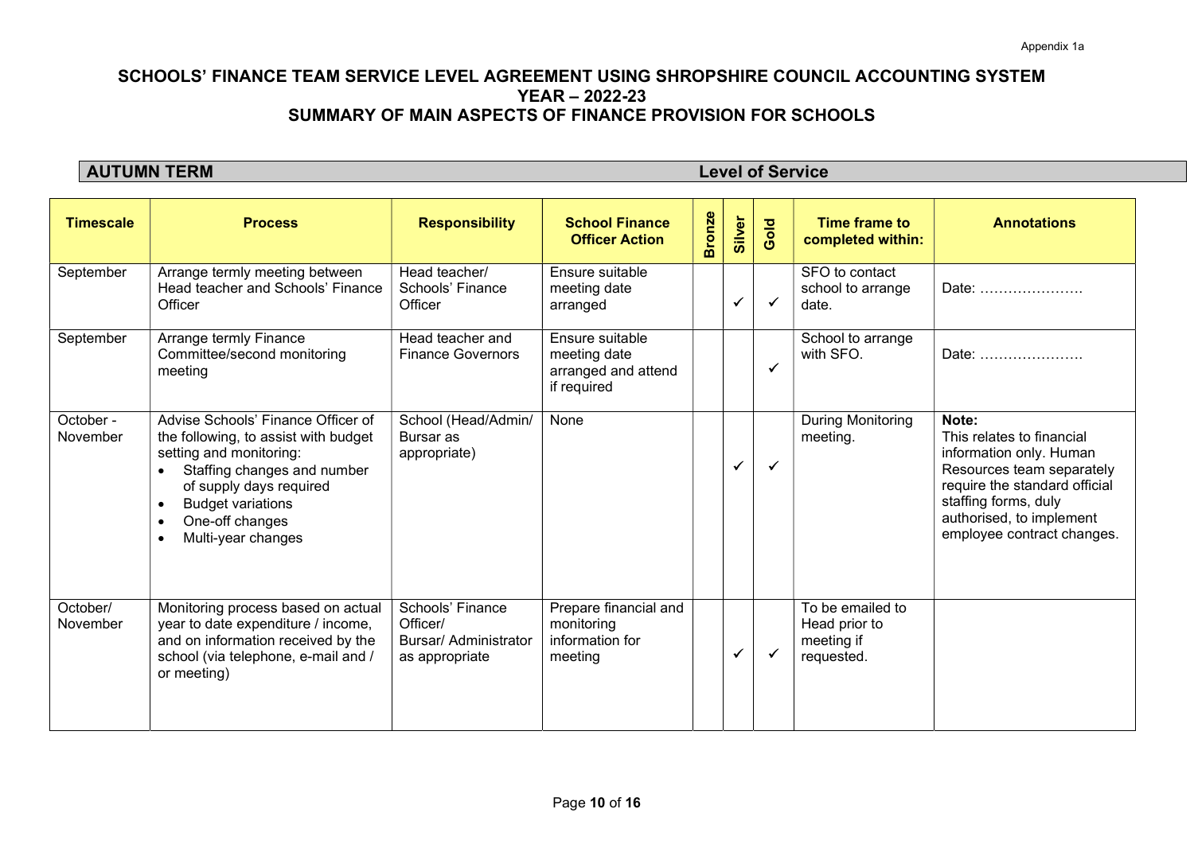Appendix 1a

# SCHOOLS' FINANCE TEAM SERVICE LEVEL AGREEMENT USING SHROPSHIRE COUNCIL ACCOUNTING SYSTEM YEAR – 2022-23 SUMMARY OF MAIN ASPECTS OF FINANCE PROVISION FOR SCHOOLS

## AUTUMN TERM — Level of Service

| Timescale | Process | Responsibility | School Finance Officer Action | Bronze | Silver | Gold | Time frame to completed within: | Annotations |
|---|---|---|---|---|---|---|---|---|
| September | Arrange termly meeting between Head teacher and Schools' Finance Officer | Head teacher/ Schools' Finance Officer | Ensure suitable meeting date arranged | | ✓ | ✓ | SFO to contact school to arrange date. | Date: …………………. |
| September | Arrange termly Finance Committee/second monitoring meeting | Head teacher and Finance Governors | Ensure suitable meeting date arranged and attend if required | | | ✓ | School to arrange with SFO. | Date: …………………. |
| October - November | Advise Schools' Finance Officer of the following, to assist with budget setting and monitoring:<br>• Staffing changes and number of supply days required<br>• Budget variations<br>• One-off changes<br>• Multi-year changes | School (Head/Admin/ Bursar as appropriate) | None | | ✓ | ✓ | During Monitoring meeting. | **Note:** This relates to financial information only. Human Resources team separately require the standard official staffing forms, duly authorised, to implement employee contract changes. |
| October/ November | Monitoring process based on actual year to date expenditure / income, and on information received by the school (via telephone, e-mail and / or meeting) | Schools' Finance Officer/ Bursar/ Administrator as appropriate | Prepare financial and monitoring information for meeting | | ✓ | ✓ | To be emailed to Head prior to meeting if requested. | |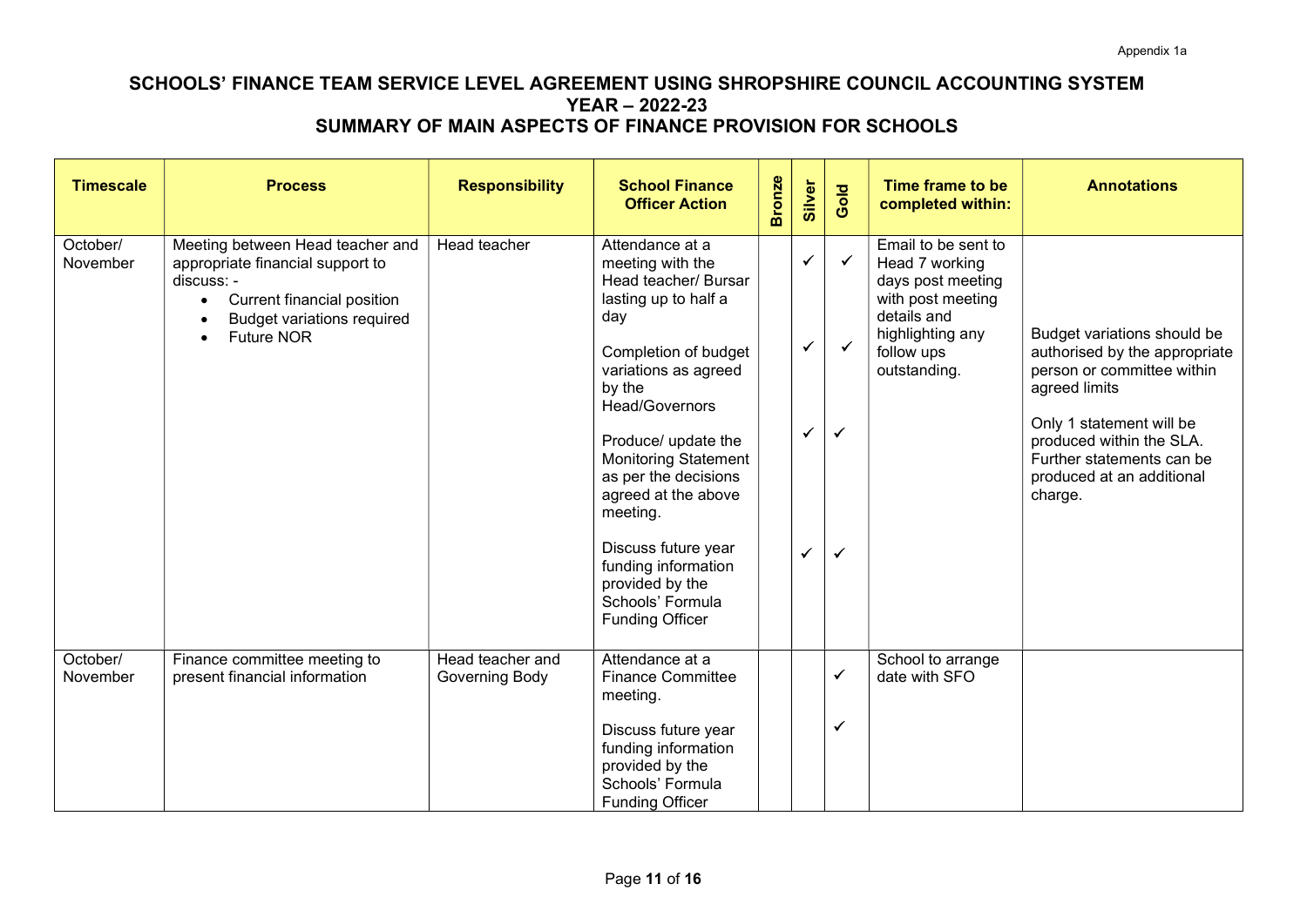Appendix 1a

# SCHOOLS' FINANCE TEAM SERVICE LEVEL AGREEMENT USING SHROPSHIRE COUNCIL ACCOUNTING SYSTEM
## YEAR – 2022-23
## SUMMARY OF MAIN ASPECTS OF FINANCE PROVISION FOR SCHOOLS

| Timescale | Process | Responsibility | School Finance Officer Action | Bronze | Silver | Gold | Time frame to be completed within: | Annotations |
|---|---|---|---|---|---|---|---|---|
| October/ November | Meeting between Head teacher and appropriate financial support to discuss: -<br>• Current financial position<br>• Budget variations required<br>• Future NOR | Head teacher | Attendance at a meeting with the Head teacher/ Bursar lasting up to half a day | | ✓ | ✓ | Email to be sent to Head 7 working days post meeting with post meeting details and highlighting any follow ups outstanding. | Budget variations should be authorised by the appropriate person or committee within agreed limits<br><br>Only 1 statement will be produced within the SLA. Further statements can be produced at an additional charge. |
| | | | Completion of budget variations as agreed by the Head/Governors | | ✓ | ✓ | | |
| | | | Produce/ update the Monitoring Statement as per the decisions agreed at the above meeting. | | ✓ | ✓ | | |
| | | | Discuss future year funding information provided by the Schools' Formula Funding Officer | | ✓ | ✓ | | |
| October/ November | Finance committee meeting to present financial information | Head teacher and Governing Body | Attendance at a Finance Committee meeting. | | | ✓ | School to arrange date with SFO | |
| | | | Discuss future year funding information provided by the Schools' Formula Funding Officer | | | ✓ | | |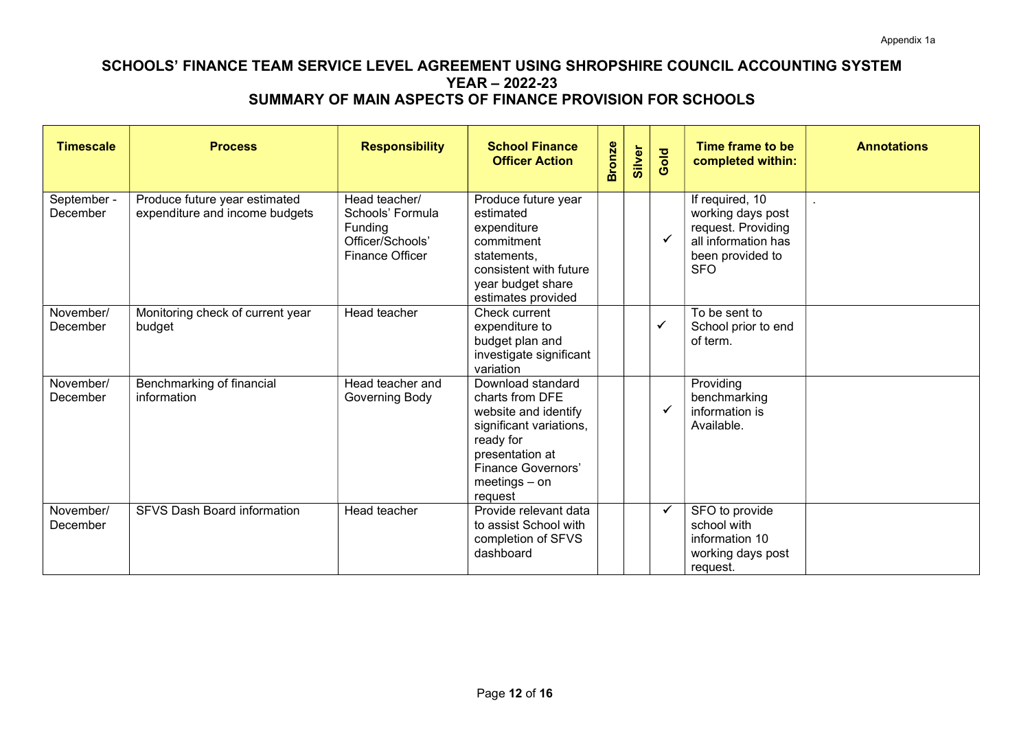Appendix 1a

## SCHOOLS' FINANCE TEAM SERVICE LEVEL AGREEMENT USING SHROPSHIRE COUNCIL ACCOUNTING SYSTEM
## YEAR – 2022-23
## SUMMARY OF MAIN ASPECTS OF FINANCE PROVISION FOR SCHOOLS

| Timescale | Process | Responsibility | School Finance Officer Action | Bronze | Silver | Gold | Time frame to be completed within: | Annotations |
|---|---|---|---|---|---|---|---|---|
| September - December | Produce future year estimated expenditure and income budgets | Head teacher/ Schools' Formula Funding Officer/Schools' Finance Officer | Produce future year estimated expenditure commitment statements, consistent with future year budget share estimates provided | | | ✓ | If required, 10 working days post request. Providing all information has been provided to SFO | . |
| November/ December | Monitoring check of current year budget | Head teacher | Check current expenditure to budget plan and investigate significant variation | | | ✓ | To be sent to School prior to end of term. | |
| November/ December | Benchmarking of financial information | Head teacher and Governing Body | Download standard charts from DFE website and identify significant variations, ready for presentation at Finance Governors' meetings – on request | | | ✓ | Providing benchmarking information is Available. | |
| November/ December | SFVS Dash Board information | Head teacher | Provide relevant data to assist School with completion of SFVS dashboard | | | ✓ | SFO to provide school with information 10 working days post request. | |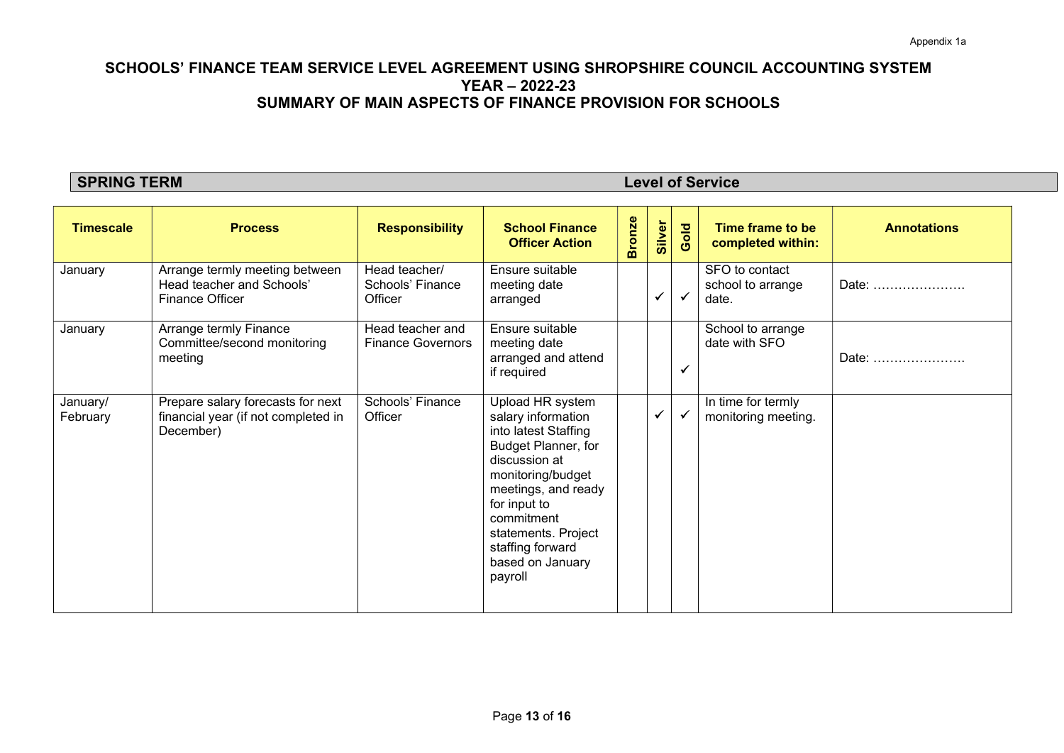Appendix 1a

# SCHOOLS' FINANCE TEAM SERVICE LEVEL AGREEMENT USING SHROPSHIRE COUNCIL ACCOUNTING SYSTEM
## YEAR – 2022-23
## SUMMARY OF MAIN ASPECTS OF FINANCE PROVISION FOR SCHOOLS

**SPRING TERM** **Level of Service**

| Timescale | Process | Responsibility | School Finance Officer Action | Bronze | Silver | Gold | Time frame to be completed within: | Annotations |
|---|---|---|---|---|---|---|---|---|
| January | Arrange termly meeting between Head teacher and Schools' Finance Officer | Head teacher/ Schools' Finance Officer | Ensure suitable meeting date arranged | | ✓ | ✓ | SFO to contact school to arrange date. | Date: …………………. |
| January | Arrange termly Finance Committee/second monitoring meeting | Head teacher and Finance Governors | Ensure suitable meeting date arranged and attend if required | | | ✓ | School to arrange date with SFO | Date: …………………. |
| January/ February | Prepare salary forecasts for next financial year (if not completed in December) | Schools' Finance Officer | Upload HR system salary information into latest Staffing Budget Planner, for discussion at monitoring/budget meetings, and ready for input to commitment statements. Project staffing forward based on January payroll | | ✓ | ✓ | In time for termly monitoring meeting. | |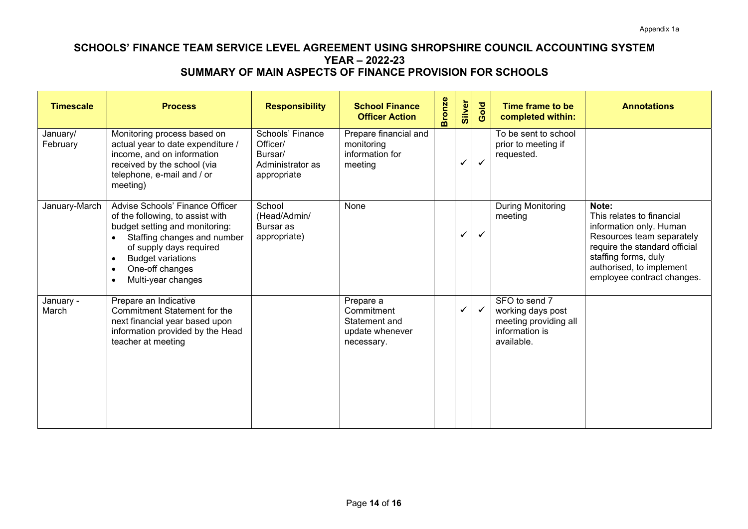Appendix 1a

# SCHOOLS' FINANCE TEAM SERVICE LEVEL AGREEMENT USING SHROPSHIRE COUNCIL ACCOUNTING SYSTEM
## YEAR – 2022-23
## SUMMARY OF MAIN ASPECTS OF FINANCE PROVISION FOR SCHOOLS

| Timescale | Process | Responsibility | School Finance Officer Action | Bronze | Silver | Gold | Time frame to be completed within: | Annotations |
|---|---|---|---|---|---|---|---|---|
| January/ February | Monitoring process based on actual year to date expenditure / income, and on information received by the school (via telephone, e-mail and / or meeting) | Schools' Finance Officer/ Bursar/ Administrator as appropriate | Prepare financial and monitoring information for meeting | | ✓ | ✓ | To be sent to school prior to meeting if requested. | |
| January-March | Advise Schools' Finance Officer of the following, to assist with budget setting and monitoring: <ul><li>Staffing changes and number of supply days required</li><li>Budget variations</li><li>One-off changes</li><li>Multi-year changes</li></ul> | School (Head/Admin/ Bursar as appropriate) | None | | ✓ | ✓ | During Monitoring meeting | **Note:** This relates to financial information only. Human Resources team separately require the standard official staffing forms, duly authorised, to implement employee contract changes. |
| January - March | Prepare an Indicative Commitment Statement for the next financial year based upon information provided by the Head teacher at meeting | | Prepare a Commitment Statement and update whenever necessary. | | ✓ | ✓ | SFO to send 7 working days post meeting providing all information is available. | |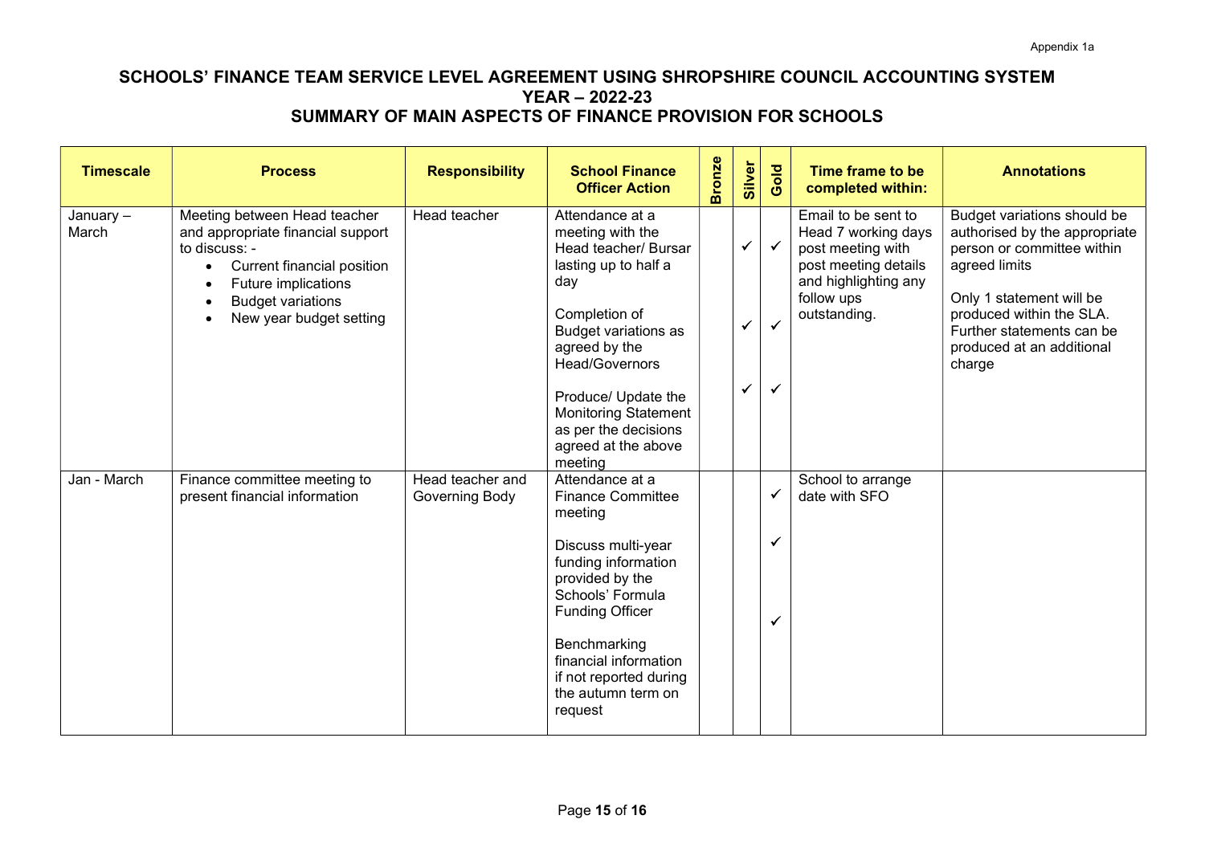Appendix 1a

# SCHOOLS' FINANCE TEAM SERVICE LEVEL AGREEMENT USING SHROPSHIRE COUNCIL ACCOUNTING SYSTEM
## YEAR – 2022-23
## SUMMARY OF MAIN ASPECTS OF FINANCE PROVISION FOR SCHOOLS

| Timescale | Process | Responsibility | School Finance Officer Action | Bronze | Silver | Gold | Time frame to be completed within: | Annotations |
|---|---|---|---|---|---|---|---|---|
| January – March | Meeting between Head teacher and appropriate financial support to discuss: -<br>• Current financial position<br>• Future implications<br>• Budget variations<br>• New year budget setting | Head teacher | Attendance at a meeting with the Head teacher/ Bursar lasting up to half a day<br><br>Completion of Budget variations as agreed by the Head/Governors<br><br>Produce/ Update the Monitoring Statement as per the decisions agreed at the above meeting | | ✓<br><br>✓<br><br>✓ | ✓<br><br>✓<br><br>✓ | Email to be sent to Head 7 working days post meeting with post meeting details and highlighting any follow ups outstanding. | Budget variations should be authorised by the appropriate person or committee within agreed limits<br><br>Only 1 statement will be produced within the SLA. Further statements can be produced at an additional charge |
| Jan - March | Finance committee meeting to present financial information | Head teacher and Governing Body | Attendance at a Finance Committee meeting<br><br>Discuss multi-year funding information provided by the Schools' Formula Funding Officer<br><br>Benchmarking financial information if not reported during the autumn term on request | | | ✓<br><br>✓<br><br>✓ | School to arrange date with SFO | |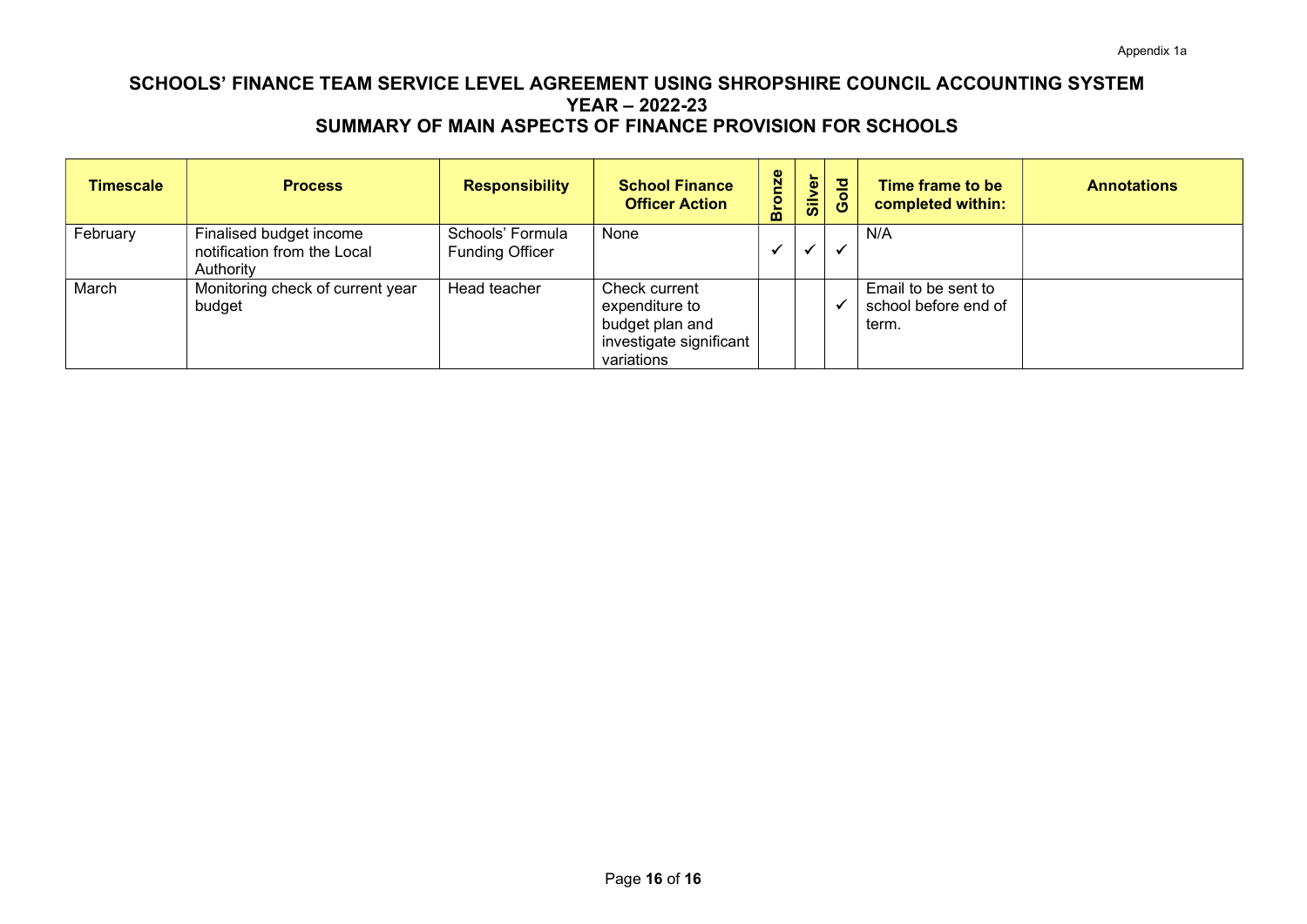Appendix 1a

# SCHOOLS' FINANCE TEAM SERVICE LEVEL AGREEMENT USING SHROPSHIRE COUNCIL ACCOUNTING SYSTEM
## YEAR – 2022-23
## SUMMARY OF MAIN ASPECTS OF FINANCE PROVISION FOR SCHOOLS

| Timescale | Process | Responsibility | School Finance Officer Action | Bronze | Silver | Gold | Time frame to be completed within: | Annotations |
|---|---|---|---|---|---|---|---|---|
| February | Finalised budget income notification from the Local Authority | Schools' Formula Funding Officer | None | ✓ | ✓ | ✓ | N/A | |
| March | Monitoring check of current year budget | Head teacher | Check current expenditure to budget plan and investigate significant variations | | | ✓ | Email to be sent to school before end of term. | |